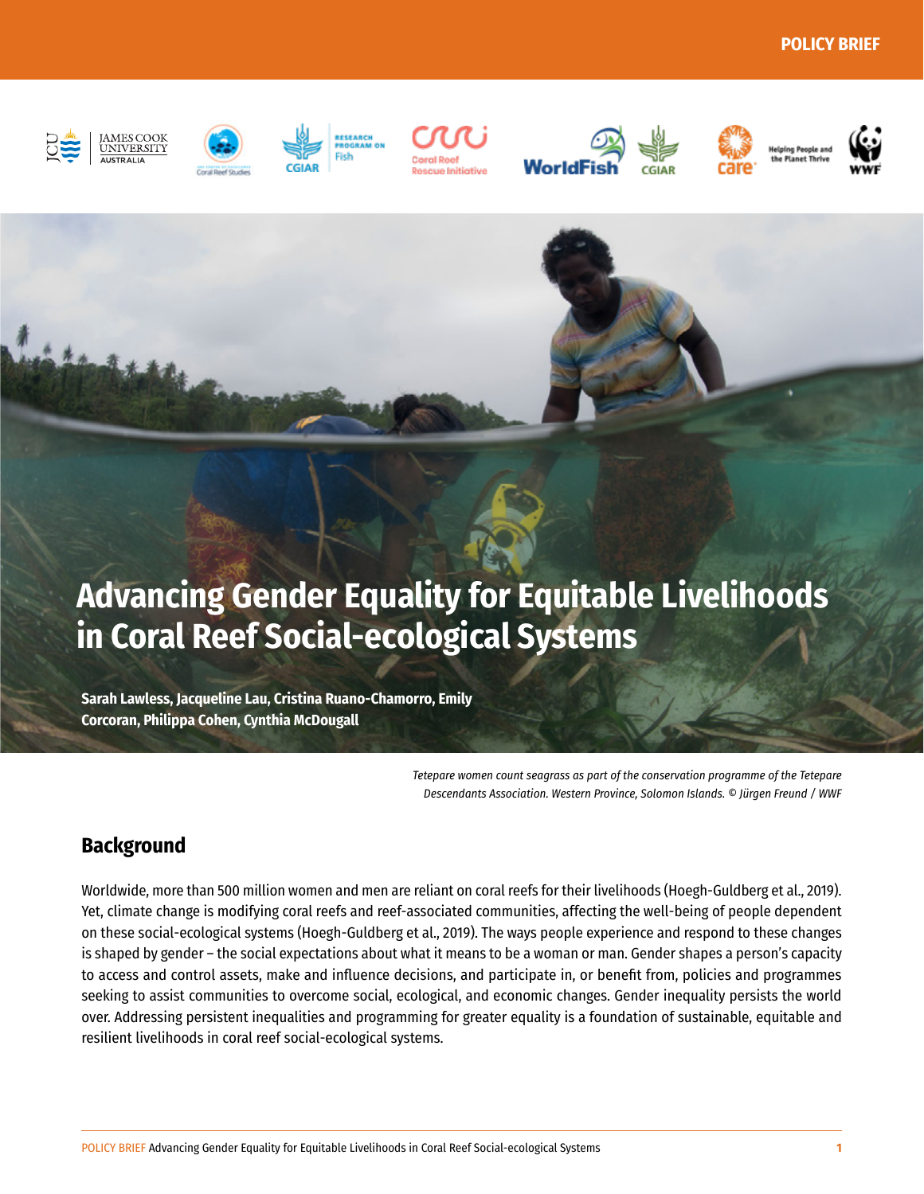POLICY BRIEF

# Advancing Gender Equality for Equitable Livelihoods in Coral Reef Social-ecological Systems

**Sarah Lawless, Jacqueline Lau, Cristina Ruano-Chamorro, Emily Corcoran, Philippa Cohen, Cynthia McDougall**

*Tetepare women count seagrass as part of the conservation programme of the Tetepare Descendants Association. Western Province, Solomon Islands. © Jürgen Freund / WWF*

## Background

Worldwide, more than 500 million women and men are reliant on coral reefs for their livelihoods (Hoegh-Guldberg et al., 2019). Yet, climate change is modifying coral reefs and reef-associated communities, affecting the well-being of people dependent on these social-ecological systems (Hoegh-Guldberg et al., 2019). The ways people experience and respond to these changes is shaped by gender – the social expectations about what it means to be a woman or man. Gender shapes a person's capacity to access and control assets, make and influence decisions, and participate in, or benefit from, policies and programmes seeking to assist communities to overcome social, ecological, and economic changes. Gender inequality persists the world over. Addressing persistent inequalities and programming for greater equality is a foundation of sustainable, equitable and resilient livelihoods in coral reef social-ecological systems.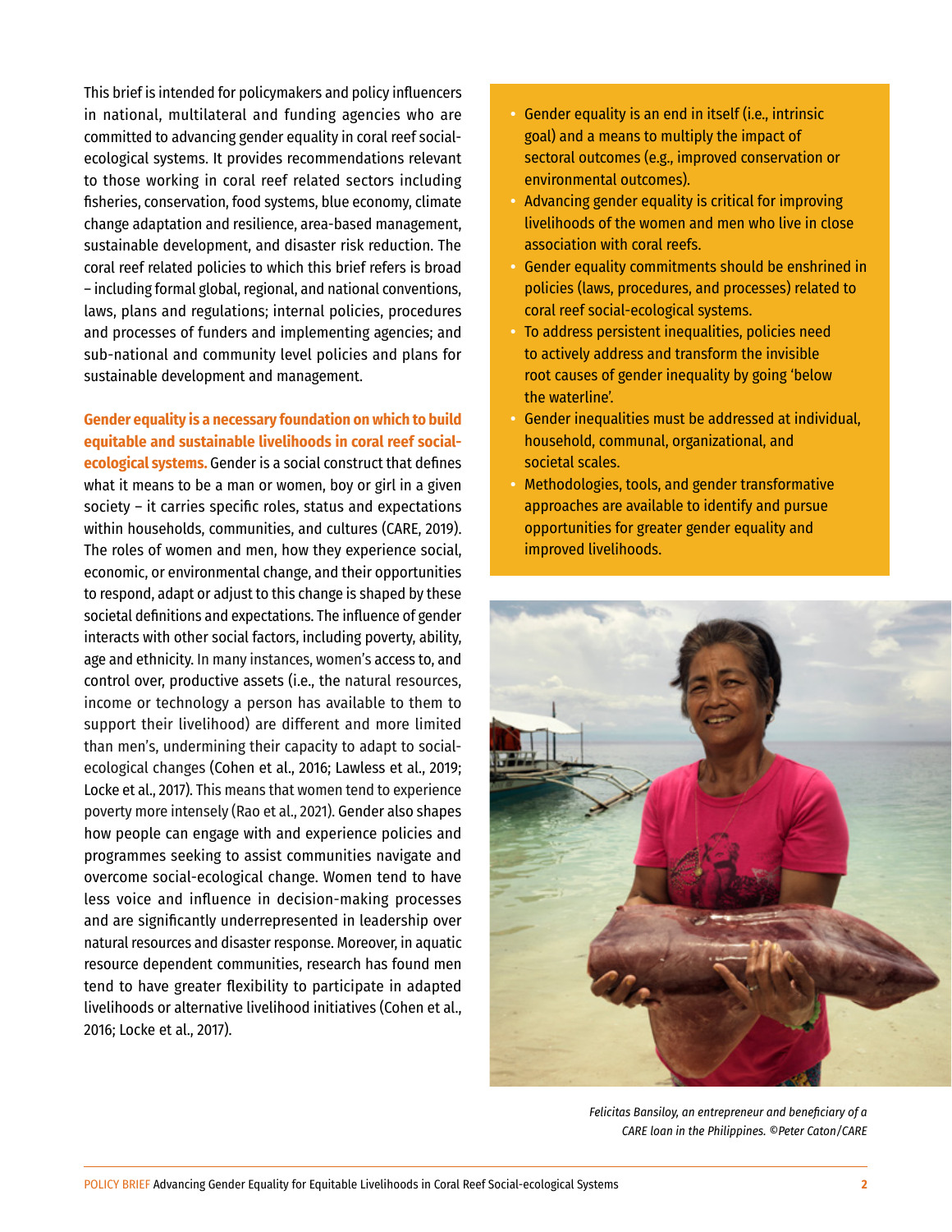This brief is intended for policymakers and policy influencers in national, multilateral and funding agencies who are committed to advancing gender equality in coral reef social-ecological systems. It provides recommendations relevant to those working in coral reef related sectors including fisheries, conservation, food systems, blue economy, climate change adaptation and resilience, area-based management, sustainable development, and disaster risk reduction. The coral reef related policies to which this brief refers is broad – including formal global, regional, and national conventions, laws, plans and regulations; internal policies, procedures and processes of funders and implementing agencies; and sub-national and community level policies and plans for sustainable development and management.

**Gender equality is a necessary foundation on which to build equitable and sustainable livelihoods in coral reef social-ecological systems.** Gender is a social construct that defines what it means to be a man or women, boy or girl in a given society – it carries specific roles, status and expectations within households, communities, and cultures (CARE, 2019). The roles of women and men, how they experience social, economic, or environmental change, and their opportunities to respond, adapt or adjust to this change is shaped by these societal definitions and expectations. The influence of gender interacts with other social factors, including poverty, ability, age and ethnicity. In many instances, women's access to, and control over, productive assets (i.e., the natural resources, income or technology a person has available to them to support their livelihood) are different and more limited than men's, undermining their capacity to adapt to social-ecological changes (Cohen et al., 2016; Lawless et al., 2019; Locke et al., 2017). This means that women tend to experience poverty more intensely (Rao et al., 2021). Gender also shapes how people can engage with and experience policies and programmes seeking to assist communities navigate and overcome social-ecological change. Women tend to have less voice and influence in decision-making processes and are significantly underrepresented in leadership over natural resources and disaster response. Moreover, in aquatic resource dependent communities, research has found men tend to have greater flexibility to participate in adapted livelihoods or alternative livelihood initiatives (Cohen et al., 2016; Locke et al., 2017).

- Gender equality is an end in itself (i.e., intrinsic goal) and a means to multiply the impact of sectoral outcomes (e.g., improved conservation or environmental outcomes).
- Advancing gender equality is critical for improving livelihoods of the women and men who live in close association with coral reefs.
- Gender equality commitments should be enshrined in policies (laws, procedures, and processes) related to coral reef social-ecological systems.
- To address persistent inequalities, policies need to actively address and transform the invisible root causes of gender inequality by going 'below the waterline'.
- Gender inequalities must be addressed at individual, household, communal, organizational, and societal scales.
- Methodologies, tools, and gender transformative approaches are available to identify and pursue opportunities for greater gender equality and improved livelihoods.

*Felicitas Bansiloy, an entrepreneur and beneficiary of a CARE loan in the Philippines. ©Peter Caton/CARE*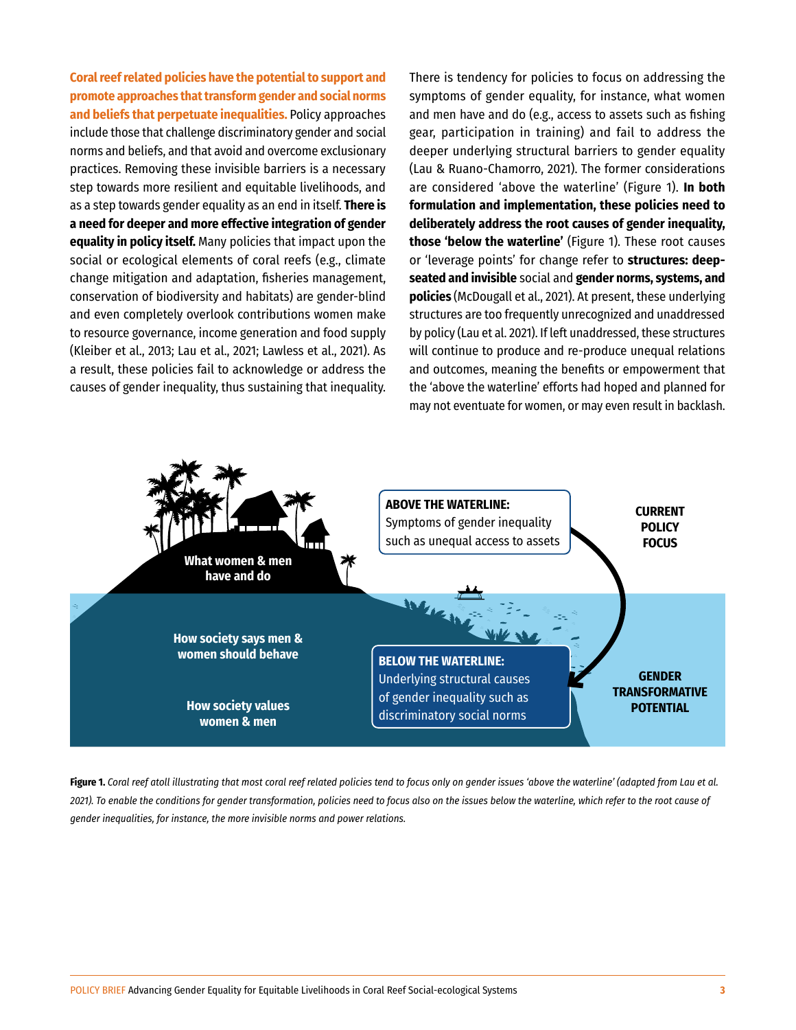**Coral reef related policies have the potential to support and promote approaches that transform gender and social norms and beliefs that perpetuate inequalities.** Policy approaches include those that challenge discriminatory gender and social norms and beliefs, and that avoid and overcome exclusionary practices. Removing these invisible barriers is a necessary step towards more resilient and equitable livelihoods, and as a step towards gender equality as an end in itself. **There is a need for deeper and more effective integration of gender equality in policy itself.** Many policies that impact upon the social or ecological elements of coral reefs (e.g., climate change mitigation and adaptation, fisheries management, conservation of biodiversity and habitats) are gender-blind and even completely overlook contributions women make to resource governance, income generation and food supply (Kleiber et al., 2013; Lau et al., 2021; Lawless et al., 2021). As a result, these policies fail to acknowledge or address the causes of gender inequality, thus sustaining that inequality.

There is tendency for policies to focus on addressing the symptoms of gender equality, for instance, what women and men have and do (e.g., access to assets such as fishing gear, participation in training) and fail to address the deeper underlying structural barriers to gender equality (Lau & Ruano-Chamorro, 2021). The former considerations are considered 'above the waterline' (Figure 1). **In both formulation and implementation, these policies need to deliberately address the root causes of gender inequality, those 'below the waterline'** (Figure 1). These root causes or 'leverage points' for change refer to **structures: deep-seated and invisible** social and **gender norms, systems, and policies** (McDougall et al., 2021). At present, these underlying structures are too frequently unrecognized and unaddressed by policy (Lau et al. 2021). If left unaddressed, these structures will continue to produce and re-produce unequal relations and outcomes, meaning the benefits or empowerment that the 'above the waterline' efforts had hoped and planned for may not eventuate for women, or may even result in backlash.

What women & men have and do

ABOVE THE WATERLINE: Symptoms of gender inequality such as unequal access to assets

CURRENT POLICY FOCUS

How society says men & women should behave

How society values women & men

BELOW THE WATERLINE: Underlying structural causes of gender inequality such as discriminatory social norms

GENDER TRANSFORMATIVE POTENTIAL

**Figure 1.** *Coral reef atoll illustrating that most coral reef related policies tend to focus only on gender issues 'above the waterline' (adapted from Lau et al. 2021). To enable the conditions for gender transformation, policies need to focus also on the issues below the waterline, which refer to the root cause of gender inequalities, for instance, the more invisible norms and power relations.*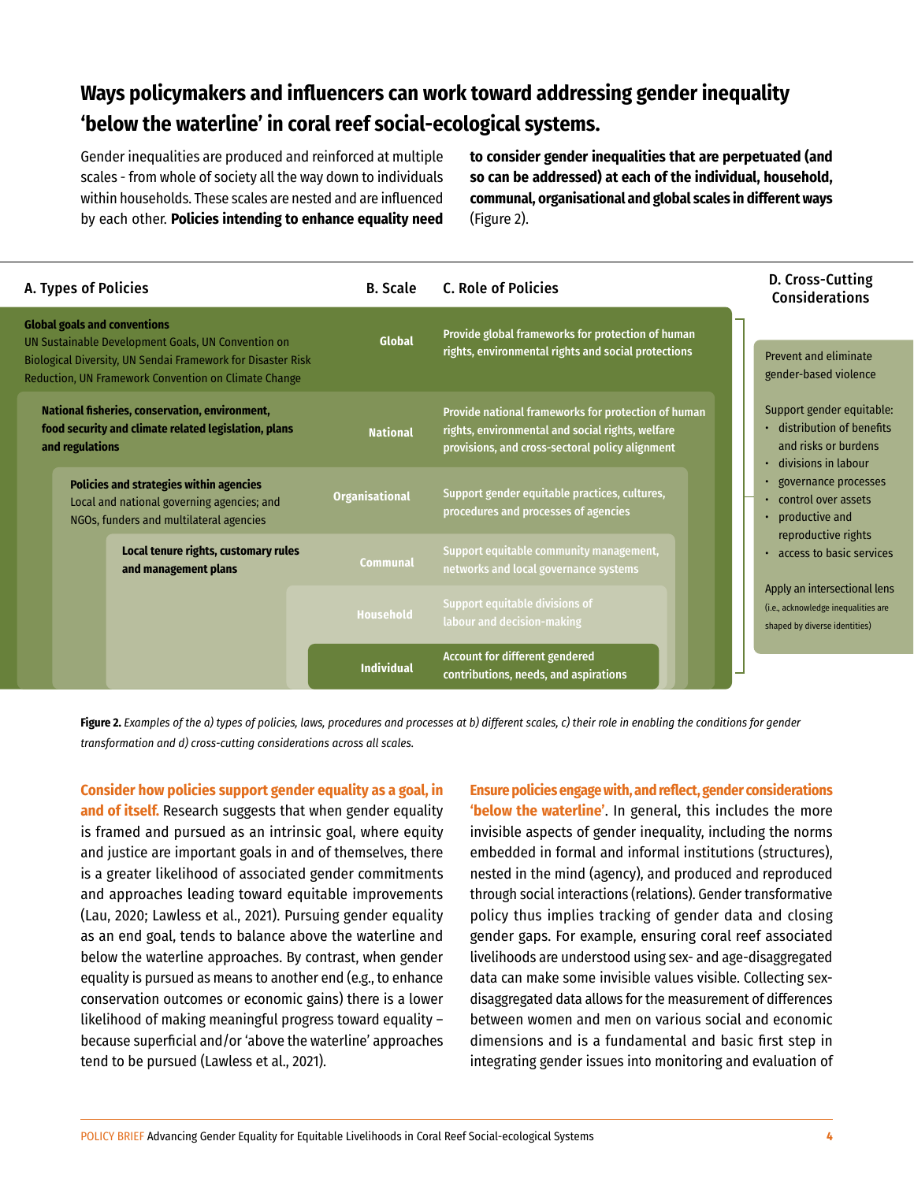## Ways policymakers and influencers can work toward addressing gender inequality 'below the waterline' in coral reef social-ecological systems.

Gender inequalities are produced and reinforced at multiple scales - from whole of society all the way down to individuals within households. These scales are nested and are influenced by each other. **Policies intending to enhance equality need to consider gender inequalities that are perpetuated (and so can be addressed) at each of the individual, household, communal, organisational and global scales in different ways** (Figure 2).

| A. Types of Policies | B. Scale | C. Role of Policies |
|---|---|---|
| **Global goals and conventions** UN Sustainable Development Goals, UN Convention on Biological Diversity, UN Sendai Framework for Disaster Risk Reduction, UN Framework Convention on Climate Change | Global | Provide global frameworks for protection of human rights, environmental rights and social protections |
| **National fisheries, conservation, environment, food security and climate related legislation, plans and regulations** | National | Provide national frameworks for protection of human rights, environmental and social rights, welfare provisions, and cross-sectoral policy alignment |
| **Policies and strategies within agencies** Local and national governing agencies; and NGOs, funders and multilateral agencies | Organisational | Support gender equitable practices, cultures, procedures and processes of agencies |
| **Local tenure rights, customary rules and management plans** | Communal | Support equitable community management, networks and local governance systems |
| | Household | Support equitable divisions of labour and decision-making |
| | Individual | Account for different gendered contributions, needs, and aspirations |

**D. Cross-Cutting Considerations**

Prevent and eliminate gender-based violence

Support gender equitable:
- distribution of benefits and risks or burdens
- divisions in labour
- governance processes
- control over assets
- productive and reproductive rights
- access to basic services

Apply an intersectional lens (i.e., acknowledge inequalities are shaped by diverse identities)

**Figure 2.** *Examples of the a) types of policies, laws, procedures and processes at b) different scales, c) their role in enabling the conditions for gender transformation and d) cross-cutting considerations across all scales.*

**Consider how policies support gender equality as a goal, in and of itself.** Research suggests that when gender equality is framed and pursued as an intrinsic goal, where equity and justice are important goals in and of themselves, there is a greater likelihood of associated gender commitments and approaches leading toward equitable improvements (Lau, 2020; Lawless et al., 2021). Pursuing gender equality as an end goal, tends to balance above the waterline and below the waterline approaches. By contrast, when gender equality is pursued as means to another end (e.g., to enhance conservation outcomes or economic gains) there is a lower likelihood of making meaningful progress toward equality – because superficial and/or 'above the waterline' approaches tend to be pursued (Lawless et al., 2021).

**Ensure policies engage with, and reflect, gender considerations 'below the waterline'.** In general, this includes the more invisible aspects of gender inequality, including the norms embedded in formal and informal institutions (structures), nested in the mind (agency), and produced and reproduced through social interactions (relations). Gender transformative policy thus implies tracking of gender data and closing gender gaps. For example, ensuring coral reef associated livelihoods are understood using sex- and age-disaggregated data can make some invisible values visible. Collecting sex-disaggregated data allows for the measurement of differences between women and men on various social and economic dimensions and is a fundamental and basic first step in integrating gender issues into monitoring and evaluation of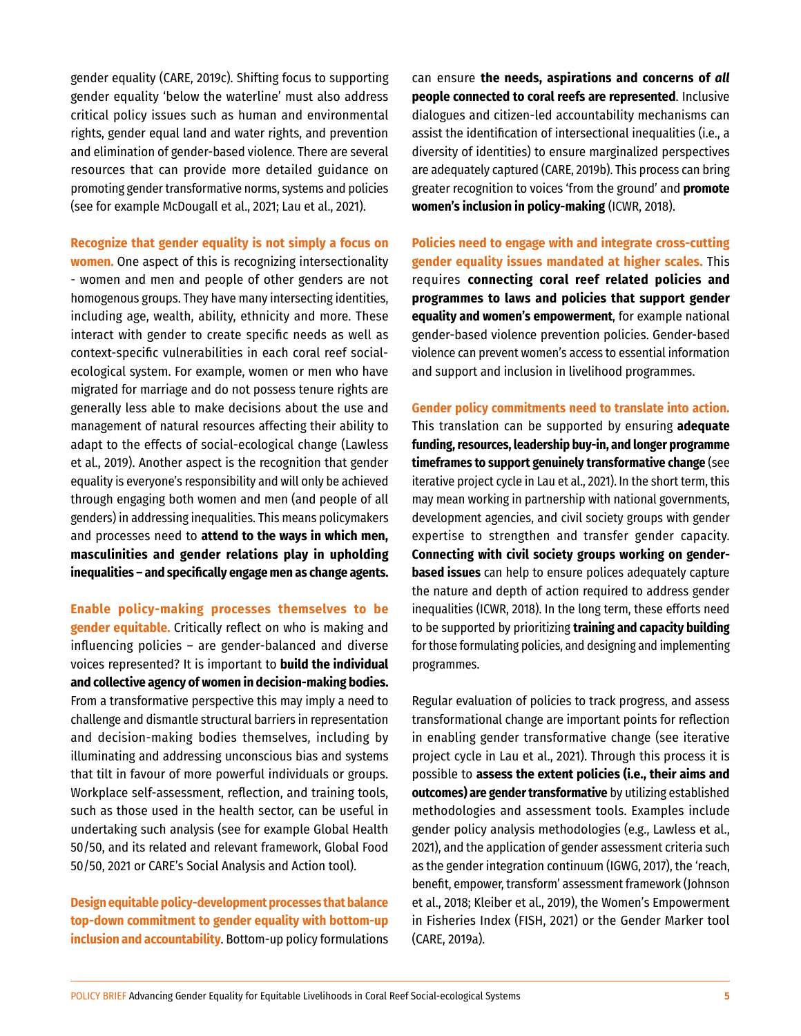gender equality (CARE, 2019c). Shifting focus to supporting gender equality 'below the waterline' must also address critical policy issues such as human and environmental rights, gender equal land and water rights, and prevention and elimination of gender-based violence. There are several resources that can provide more detailed guidance on promoting gender transformative norms, systems and policies (see for example McDougall et al., 2021; Lau et al., 2021).

**Recognize that gender equality is not simply a focus on women.** One aspect of this is recognizing intersectionality - women and men and people of other genders are not homogenous groups. They have many intersecting identities, including age, wealth, ability, ethnicity and more. These interact with gender to create specific needs as well as context-specific vulnerabilities in each coral reef social-ecological system. For example, women or men who have migrated for marriage and do not possess tenure rights are generally less able to make decisions about the use and management of natural resources affecting their ability to adapt to the effects of social-ecological change (Lawless et al., 2019). Another aspect is the recognition that gender equality is everyone's responsibility and will only be achieved through engaging both women and men (and people of all genders) in addressing inequalities. This means policymakers and processes need to **attend to the ways in which men, masculinities and gender relations play in upholding inequalities – and specifically engage men as change agents.**

**Enable policy-making processes themselves to be gender equitable.** Critically reflect on who is making and influencing policies – are gender-balanced and diverse voices represented? It is important to **build the individual and collective agency of women in decision-making bodies.** From a transformative perspective this may imply a need to challenge and dismantle structural barriers in representation and decision-making bodies themselves, including by illuminating and addressing unconscious bias and systems that tilt in favour of more powerful individuals or groups. Workplace self-assessment, reflection, and training tools, such as those used in the health sector, can be useful in undertaking such analysis (see for example Global Health 50/50, and its related and relevant framework, Global Food 50/50, 2021 or CARE's Social Analysis and Action tool).

**Design equitable policy-development processes that balance top-down commitment to gender equality with bottom-up inclusion and accountability**. Bottom-up policy formulations can ensure **the needs, aspirations and concerns of *all* people connected to coral reefs are represented**. Inclusive dialogues and citizen-led accountability mechanisms can assist the identification of intersectional inequalities (i.e., a diversity of identities) to ensure marginalized perspectives are adequately captured (CARE, 2019b). This process can bring greater recognition to voices 'from the ground' and **promote women's inclusion in policy-making** (ICWR, 2018).

**Policies need to engage with and integrate cross-cutting gender equality issues mandated at higher scales.** This requires **connecting coral reef related policies and programmes to laws and policies that support gender equality and women's empowerment**, for example national gender-based violence prevention policies. Gender-based violence can prevent women's access to essential information and support and inclusion in livelihood programmes.

**Gender policy commitments need to translate into action.** This translation can be supported by ensuring **adequate funding, resources, leadership buy-in, and longer programme timeframes to support genuinely transformative change** (see iterative project cycle in Lau et al., 2021). In the short term, this may mean working in partnership with national governments, development agencies, and civil society groups with gender expertise to strengthen and transfer gender capacity. **Connecting with civil society groups working on gender-based issues** can help to ensure polices adequately capture the nature and depth of action required to address gender inequalities (ICWR, 2018). In the long term, these efforts need to be supported by prioritizing **training and capacity building** for those formulating policies, and designing and implementing programmes.

Regular evaluation of policies to track progress, and assess transformational change are important points for reflection in enabling gender transformative change (see iterative project cycle in Lau et al., 2021). Through this process it is possible to **assess the extent policies (i.e., their aims and outcomes) are gender transformative** by utilizing established methodologies and assessment tools. Examples include gender policy analysis methodologies (e.g., Lawless et al., 2021), and the application of gender assessment criteria such as the gender integration continuum (IGWG, 2017), the 'reach, benefit, empower, transform' assessment framework (Johnson et al., 2018; Kleiber et al., 2019), the Women's Empowerment in Fisheries Index (FISH, 2021) or the Gender Marker tool (CARE, 2019a).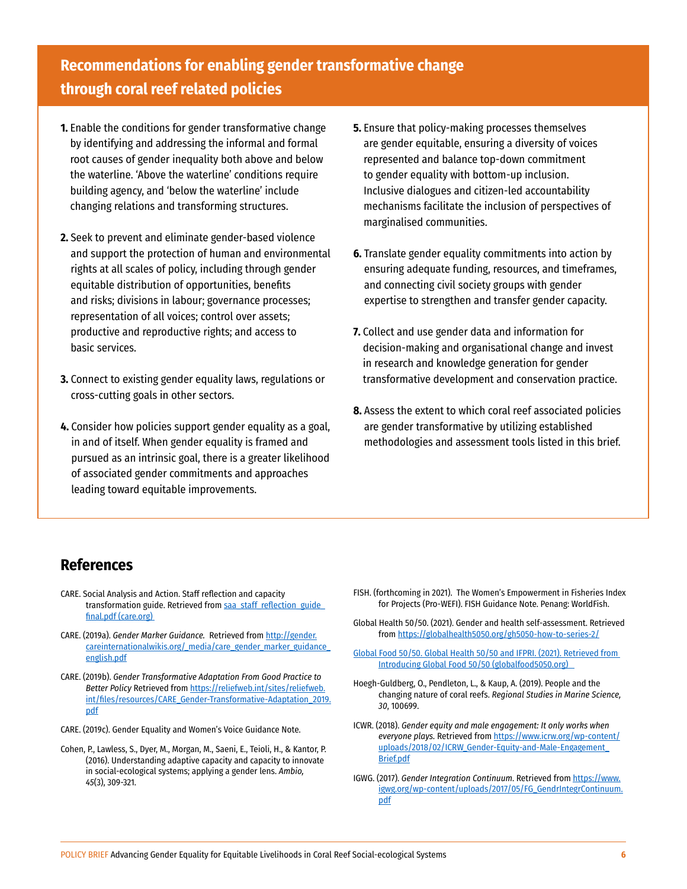## Recommendations for enabling gender transformative change through coral reef related policies

**1.** Enable the conditions for gender transformative change by identifying and addressing the informal and formal root causes of gender inequality both above and below the waterline. 'Above the waterline' conditions require building agency, and 'below the waterline' include changing relations and transforming structures.

**2.** Seek to prevent and eliminate gender-based violence and support the protection of human and environmental rights at all scales of policy, including through gender equitable distribution of opportunities, benefits and risks; divisions in labour; governance processes; representation of all voices; control over assets; productive and reproductive rights; and access to basic services.

**3.** Connect to existing gender equality laws, regulations or cross-cutting goals in other sectors.

**4.** Consider how policies support gender equality as a goal, in and of itself. When gender equality is framed and pursued as an intrinsic goal, there is a greater likelihood of associated gender commitments and approaches leading toward equitable improvements.

**5.** Ensure that policy-making processes themselves are gender equitable, ensuring a diversity of voices represented and balance top-down commitment to gender equality with bottom-up inclusion. Inclusive dialogues and citizen-led accountability mechanisms facilitate the inclusion of perspectives of marginalised communities.

**6.** Translate gender equality commitments into action by ensuring adequate funding, resources, and timeframes, and connecting civil society groups with gender expertise to strengthen and transfer gender capacity.

**7.** Collect and use gender data and information for decision-making and organisational change and invest in research and knowledge generation for gender transformative development and conservation practice.

**8.** Assess the extent to which coral reef associated policies are gender transformative by utilizing established methodologies and assessment tools listed in this brief.

## References

CARE. Social Analysis and Action. Staff reflection and capacity transformation guide. Retrieved from saa_staff_reflection_guide_final.pdf (care.org)

CARE. (2019a). *Gender Marker Guidance.* Retrieved from http://gender.careinternationalwikis.org/_media/care_gender_marker_guidance_english.pdf

CARE. (2019b). *Gender Transformative Adaptation From Good Practice to Better Policy* Retrieved from https://reliefweb.int/sites/reliefweb.int/files/resources/CARE_Gender-Transformative-Adaptation_2019.pdf

CARE. (2019c). Gender Equality and Women's Voice Guidance Note.

Cohen, P., Lawless, S., Dyer, M., Morgan, M., Saeni, E., Teioli, H., & Kantor, P. (2016). Understanding adaptive capacity and capacity to innovate in social-ecological systems; applying a gender lens. *Ambio, 45*(3), 309-321.

FISH. (forthcoming in 2021). The Women's Empowerment in Fisheries Index for Projects (Pro-WEFI). FISH Guidance Note. Penang: WorldFish.

Global Health 50/50. (2021). Gender and health self-assessment. Retrieved from https://globalhealth5050.org/gh5050-how-to-series-2/

Global Food 50/50. Global Health 50/50 and IFPRI. (2021). Retrieved from Introducing Global Food 50/50 (globalfood5050.org)

Hoegh-Guldberg, O., Pendleton, L., & Kaup, A. (2019). People and the changing nature of coral reefs. *Regional Studies in Marine Science, 30*, 100699.

ICWR. (2018). *Gender equity and male engagement: It only works when everyone plays.* Retrieved from https://www.icrw.org/wp-content/uploads/2018/02/ICRW_Gender-Equity-and-Male-Engagement_Brief.pdf

IGWG. (2017). *Gender Integration Continuum.* Retrieved from https://www.igwg.org/wp-content/uploads/2017/05/FG_GendrIntegrContinuum.pdf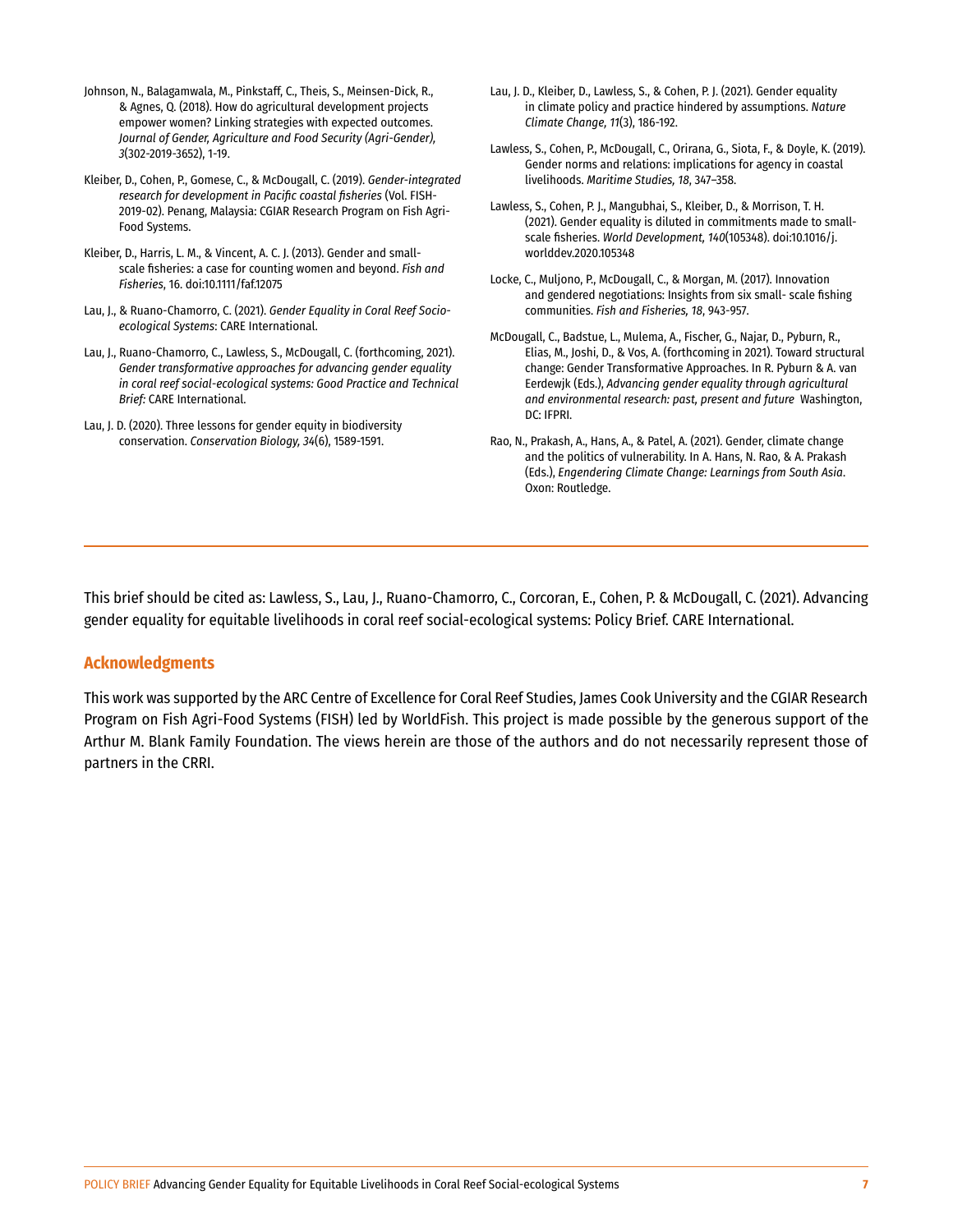Johnson, N., Balagamwala, M., Pinkstaff, C., Theis, S., Meinsen-Dick, R., & Agnes, Q. (2018). How do agricultural development projects empower women? Linking strategies with expected outcomes. *Journal of Gender, Agriculture and Food Security (Agri-Gender), 3*(302-2019-3652), 1-19.

Kleiber, D., Cohen, P., Gomese, C., & McDougall, C. (2019). *Gender-integrated research for development in Pacific coastal fisheries* (Vol. FISH-2019-02). Penang, Malaysia: CGIAR Research Program on Fish Agri-Food Systems.

Kleiber, D., Harris, L. M., & Vincent, A. C. J. (2013). Gender and small-scale fisheries: a case for counting women and beyond. *Fish and Fisheries*, 16. doi:10.1111/faf.12075

Lau, J., & Ruano-Chamorro, C. (2021). *Gender Equality in Coral Reef Socio-ecological Systems*: CARE International.

Lau, J., Ruano-Chamorro, C., Lawless, S., McDougall, C. (forthcoming, 2021). *Gender transformative approaches for advancing gender equality in coral reef social-ecological systems: Good Practice and Technical Brief:* CARE International.

Lau, J. D. (2020). Three lessons for gender equity in biodiversity conservation. *Conservation Biology, 34*(6), 1589-1591.

Lau, J. D., Kleiber, D., Lawless, S., & Cohen, P. J. (2021). Gender equality in climate policy and practice hindered by assumptions. *Nature Climate Change, 11*(3), 186-192.

Lawless, S., Cohen, P., McDougall, C., Orirana, G., Siota, F., & Doyle, K. (2019). Gender norms and relations: implications for agency in coastal livelihoods. *Maritime Studies, 18*, 347–358.

Lawless, S., Cohen, P. J., Mangubhai, S., Kleiber, D., & Morrison, T. H. (2021). Gender equality is diluted in commitments made to small-scale fisheries. *World Development, 140*(105348). doi:10.1016/j.worlddev.2020.105348

Locke, C., Muljono, P., McDougall, C., & Morgan, M. (2017). Innovation and gendered negotiations: Insights from six small- scale fishing communities. *Fish and Fisheries, 18*, 943-957.

McDougall, C., Badstue, L., Mulema, A., Fischer, G., Najar, D., Pyburn, R., Elias, M., Joshi, D., & Vos, A. (forthcoming in 2021). Toward structural change: Gender Transformative Approaches. In R. Pyburn & A. van Eerdewjk (Eds.), *Advancing gender equality through agricultural and environmental research: past, present and future* Washington, DC: IFPRI.

Rao, N., Prakash, A., Hans, A., & Patel, A. (2021). Gender, climate change and the politics of vulnerability. In A. Hans, N. Rao, & A. Prakash (Eds.), *Engendering Climate Change: Learnings from South Asia*. Oxon: Routledge.

---

This brief should be cited as: Lawless, S., Lau, J., Ruano-Chamorro, C., Corcoran, E., Cohen, P. & McDougall, C. (2021). Advancing gender equality for equitable livelihoods in coral reef social-ecological systems: Policy Brief. CARE International.

## Acknowledgments

This work was supported by the ARC Centre of Excellence for Coral Reef Studies, James Cook University and the CGIAR Research Program on Fish Agri-Food Systems (FISH) led by WorldFish. This project is made possible by the generous support of the Arthur M. Blank Family Foundation. The views herein are those of the authors and do not necessarily represent those of partners in the CRRI.